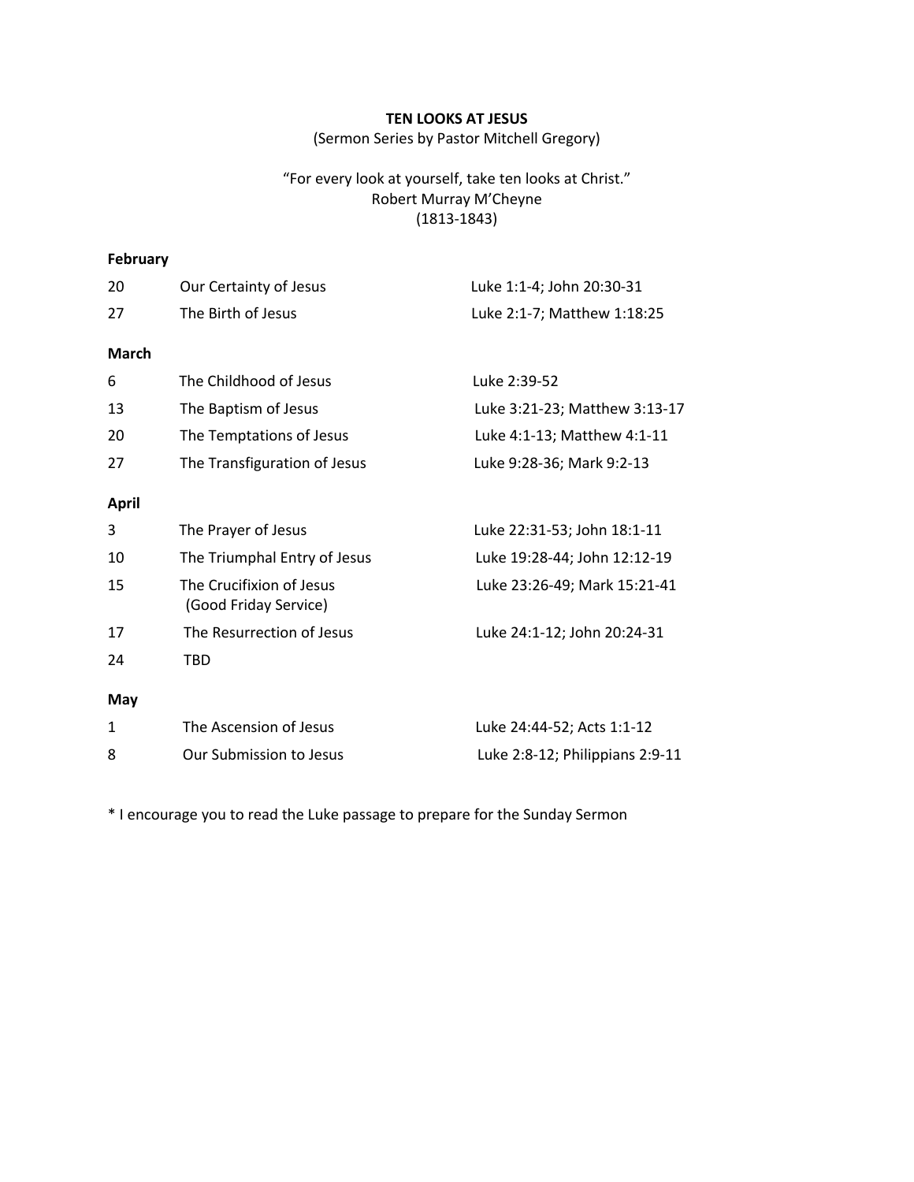**TEN LOOKS AT JESUS**

(Sermon Series by Pastor Mitchell Gregory)

"For every look at yourself, take ten looks at Christ."
Robert Murray M'Cheyne
(1813-1843)

**February**

| | | |
|---|---|---|
| 20 | Our Certainty of Jesus | Luke 1:1-4; John 20:30-31 |
| 27 | The Birth of Jesus | Luke 2:1-7; Matthew 1:18:25 |

**March**

| | | |
|---|---|---|
| 6 | The Childhood of Jesus | Luke 2:39-52 |
| 13 | The Baptism of Jesus | Luke 3:21-23; Matthew 3:13-17 |
| 20 | The Temptations of Jesus | Luke 4:1-13; Matthew 4:1-11 |
| 27 | The Transfiguration of Jesus | Luke 9:28-36; Mark 9:2-13 |

**April**

| | | |
|---|---|---|
| 3 | The Prayer of Jesus | Luke 22:31-53; John 18:1-11 |
| 10 | The Triumphal Entry of Jesus | Luke 19:28-44; John 12:12-19 |
| 15 | The Crucifixion of Jesus (Good Friday Service) | Luke 23:26-49; Mark 15:21-41 |
| 17 | The Resurrection of Jesus | Luke 24:1-12; John 20:24-31 |
| 24 | TBD | |

**May**

| | | |
|---|---|---|
| 1 | The Ascension of Jesus | Luke 24:44-52; Acts 1:1-12 |
| 8 | Our Submission to Jesus | Luke 2:8-12; Philippians 2:9-11 |

* I encourage you to read the Luke passage to prepare for the Sunday Sermon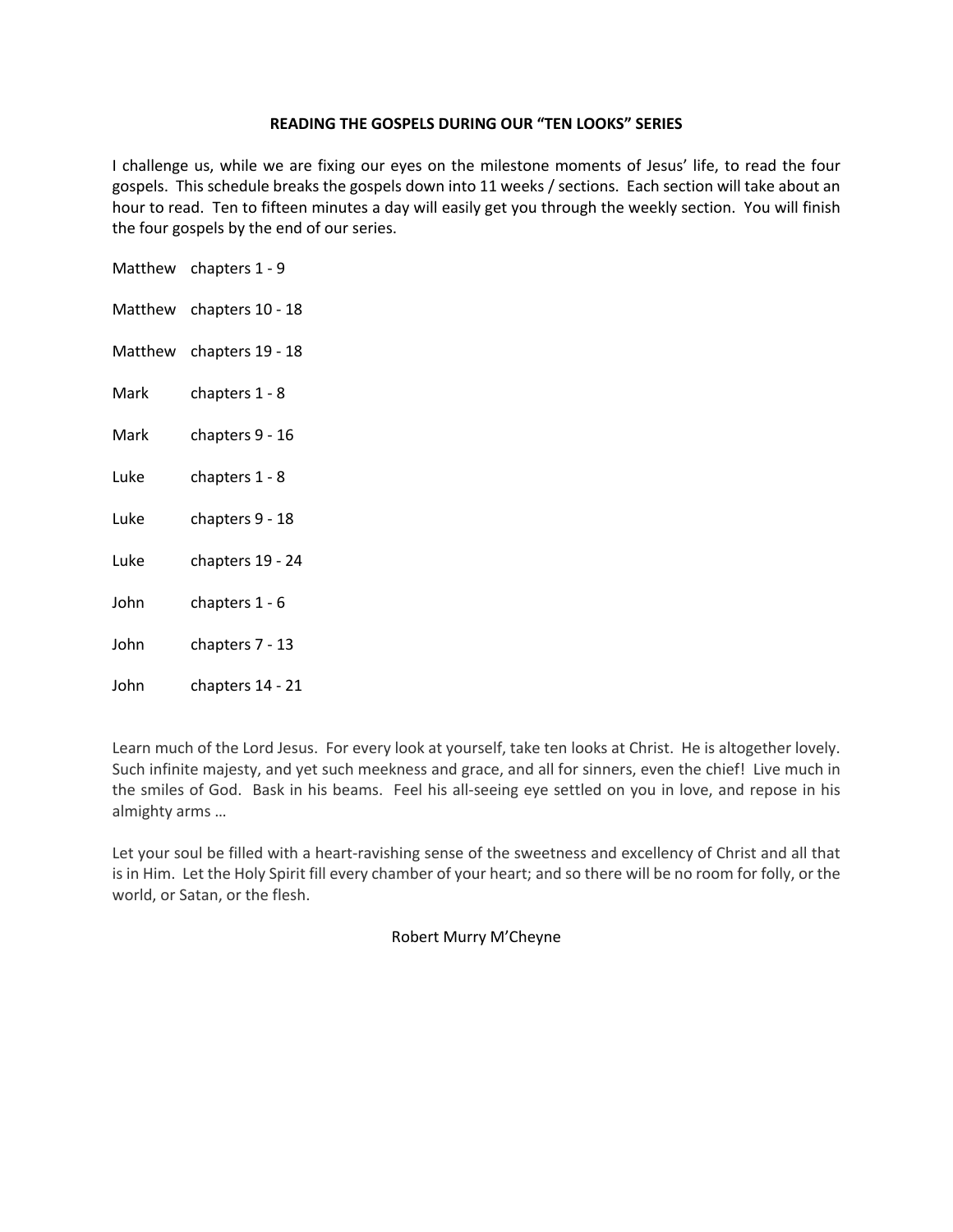**READING THE GOSPELS DURING OUR "TEN LOOKS" SERIES**

I challenge us, while we are fixing our eyes on the milestone moments of Jesus' life, to read the four gospels. This schedule breaks the gospels down into 11 weeks / sections. Each section will take about an hour to read. Ten to fifteen minutes a day will easily get you through the weekly section. You will finish the four gospels by the end of our series.

Matthew chapters 1 - 9

Matthew chapters 10 - 18

Matthew chapters 19 - 18

Mark chapters 1 - 8

Mark chapters 9 - 16

Luke chapters 1 - 8

Luke chapters 9 - 18

Luke chapters 19 - 24

John chapters 1 - 6

John chapters 7 - 13

John chapters 14 - 21

Learn much of the Lord Jesus. For every look at yourself, take ten looks at Christ. He is altogether lovely. Such infinite majesty, and yet such meekness and grace, and all for sinners, even the chief! Live much in the smiles of God. Bask in his beams. Feel his all-seeing eye settled on you in love, and repose in his almighty arms …

Let your soul be filled with a heart-ravishing sense of the sweetness and excellency of Christ and all that is in Him. Let the Holy Spirit fill every chamber of your heart; and so there will be no room for folly, or the world, or Satan, or the flesh.

Robert Murry M'Cheyne